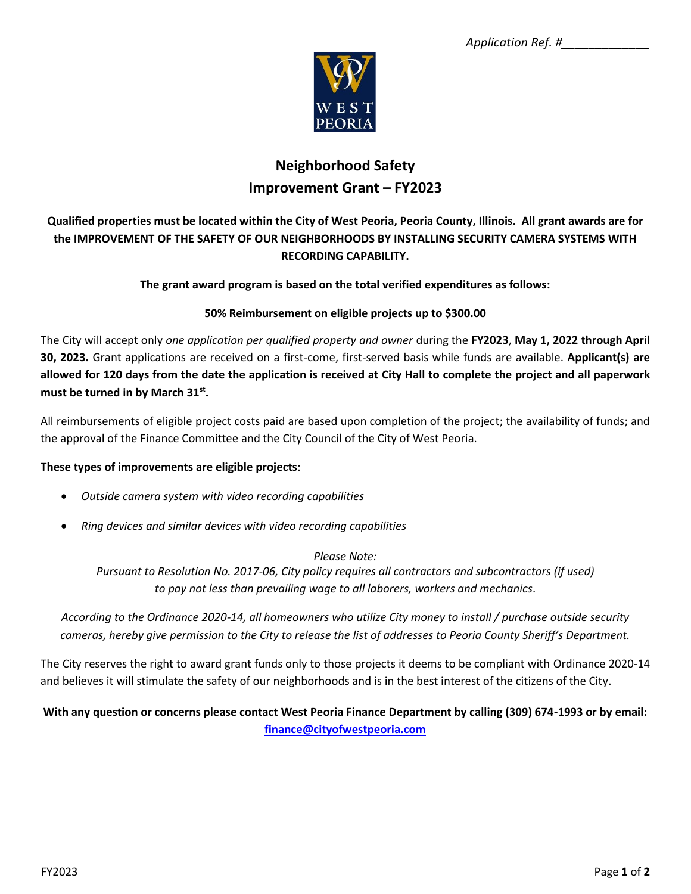*Application Ref. #_____________*

# Neighborhood Safety Improvement Grant – FY2023

**Qualified properties must be located within the City of West Peoria, Peoria County, Illinois. All grant awards are for the IMPROVEMENT OF THE SAFETY OF OUR NEIGHBORHOODS BY INSTALLING SECURITY CAMERA SYSTEMS WITH RECORDING CAPABILITY.**

**The grant award program is based on the total verified expenditures as follows:**

**50% Reimbursement on eligible projects up to $300.00**

The City will accept only *one application per qualified property and owner* during the **FY2023**, **May 1, 2022 through April 30, 2023.** Grant applications are received on a first-come, first-served basis while funds are available. **Applicant(s) are allowed for 120 days from the date the application is received at City Hall to complete the project and all paperwork must be turned in by March 31st.**

All reimbursements of eligible project costs paid are based upon completion of the project; the availability of funds; and the approval of the Finance Committee and the City Council of the City of West Peoria.

**These types of improvements are eligible projects**:

- *Outside camera system with video recording capabilities*
- *Ring devices and similar devices with video recording capabilities*

*Please Note:*
*Pursuant to Resolution No. 2017-06, City policy requires all contractors and subcontractors (if used) to pay not less than prevailing wage to all laborers, workers and mechanics.*

*According to the Ordinance 2020-14, all homeowners who utilize City money to install / purchase outside security cameras, hereby give permission to the City to release the list of addresses to Peoria County Sheriff's Department.*

The City reserves the right to award grant funds only to those projects it deems to be compliant with Ordinance 2020-14 and believes it will stimulate the safety of our neighborhoods and is in the best interest of the citizens of the City.

**With any question or concerns please contact West Peoria Finance Department by calling (309) 674-1993 or by email: finance@cityofwestpeoria.com**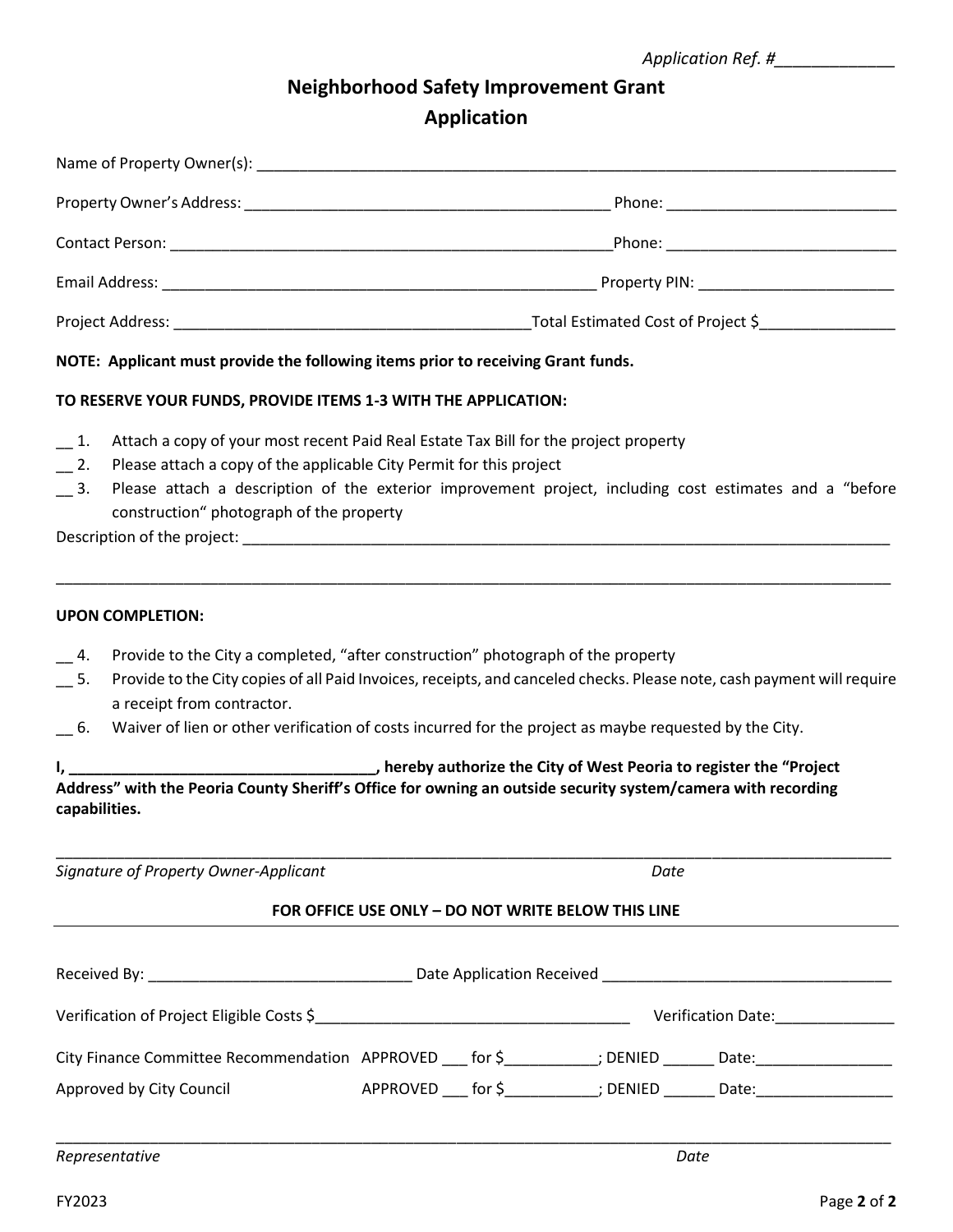*Application Ref. #_____________*

# Neighborhood Safety Improvement Grant Application

Name of Property Owner(s): ______________________________________________________________________________

Property Owner's Address: _____________________________________________ Phone: ___________________________

Contact Person: ______________________________________________________Phone: ___________________________

Email Address: ______________________________________________________ Property PIN: _______________________

Project Address: ___________________________________________Total Estimated Cost of Project $________________

**NOTE: Applicant must provide the following items prior to receiving Grant funds.**

**TO RESERVE YOUR FUNDS, PROVIDE ITEMS 1-3 WITH THE APPLICATION:**

__ 1. Attach a copy of your most recent Paid Real Estate Tax Bill for the project property
__ 2. Please attach a copy of the applicable City Permit for this project
__ 3. Please attach a description of the exterior improvement project, including cost estimates and a "before construction" photograph of the property

Description of the project: __________________________________________________________________________________

______________________________________________________________________________________________________

**UPON COMPLETION:**

__ 4. Provide to the City a completed, "after construction" photograph of the property
__ 5. Provide to the City copies of all Paid Invoices, receipts, and canceled checks. Please note, cash payment will require a receipt from contractor.
__ 6. Waiver of lien or other verification of costs incurred for the project as maybe requested by the City.

**I, _____________________________________, hereby authorize the City of West Peoria to register the "Project Address" with the Peoria County Sheriff's Office for owning an outside security system/camera with recording capabilities.**

______________________________________________________________________________________________________
*Signature of Property Owner-Applicant* *Date*

**FOR OFFICE USE ONLY – DO NOT WRITE BELOW THIS LINE**

Received By: _______________________________ Date Application Received __________________________________

Verification of Project Eligible Costs $_____________________________________ Verification Date:______________

City Finance Committee Recommendation APPROVED ___ for $___________; DENIED ______ Date:________________

Approved by City Council APPROVED ___ for $___________; DENIED ______ Date:________________

______________________________________________________________________________________________________
*Representative* *Date*

FY2023